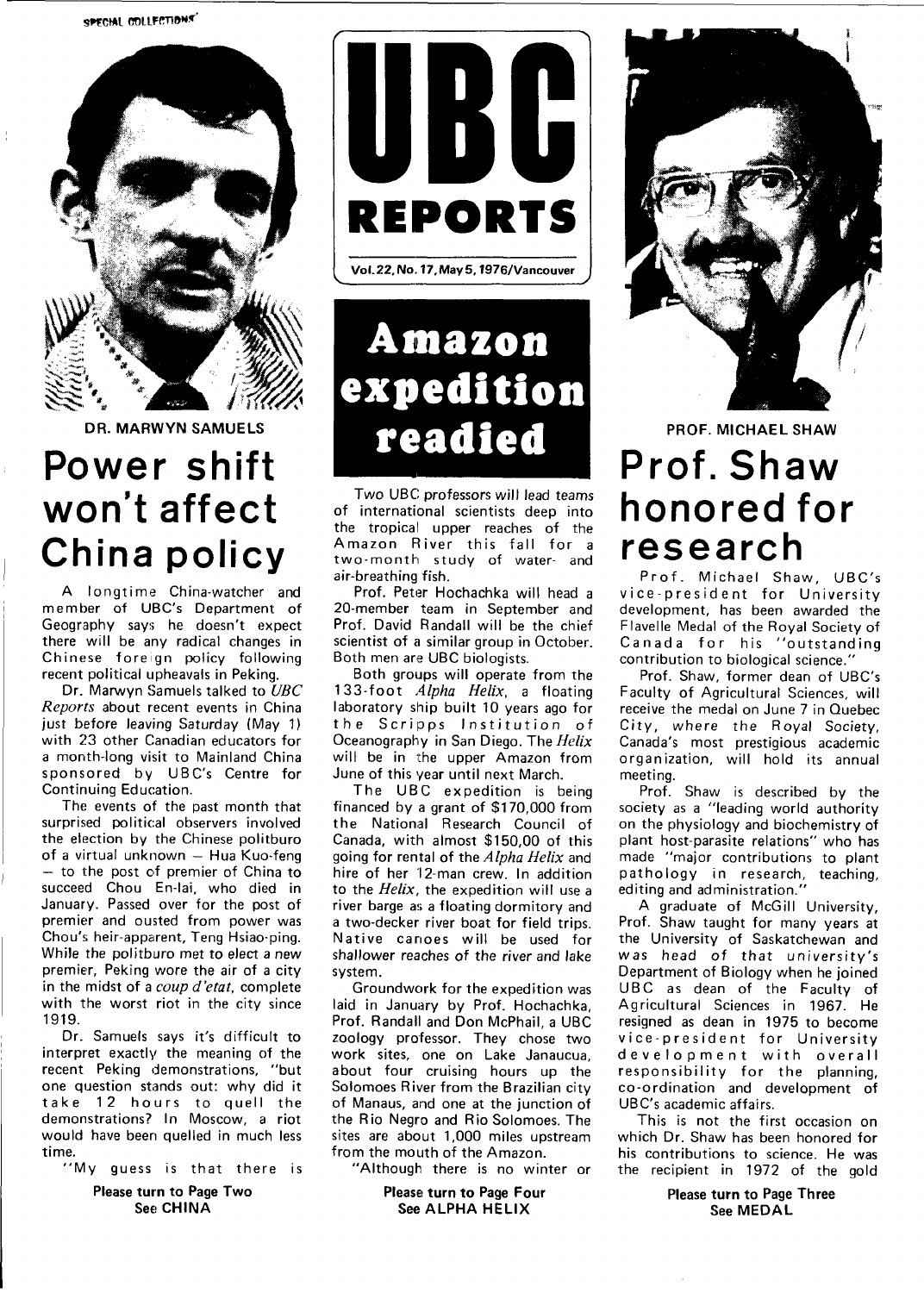SPECIAL COLLECTIONS

# UBC REPORTS

Vol. 22, No. 17, May 5, 1976/Vancouver

DR. MARWYN SAMUELS

## Power shift won't affect China policy

A longtime China-watcher and member of UBC's Department of Geography says he doesn't expect there will be any radical changes in Chinese foreign policy following recent political upheavals in Peking.

Dr. Marwyn Samuels talked to *UBC Reports* about recent events in China just before leaving Saturday (May 1) with 23 other Canadian educators for a month-long visit to Mainland China sponsored by UBC's Centre for Continuing Education.

The events of the past month that surprised political observers involved the election by the Chinese politburo of a virtual unknown — Hua Kuo-feng — to the post of premier of China to succeed Chou En-lai, who died in January. Passed over for the post of premier and ousted from power was Chou's heir-apparent, Teng Hsiao-ping. While the politburo met to elect a new premier, Peking wore the air of a city in the midst of a *coup d'etat*, complete with the worst riot in the city since 1919.

Dr. Samuels says it's difficult to interpret exactly the meaning of the recent Peking demonstrations, "but one question stands out: why did it take 12 hours to quell the demonstrations? In Moscow, a riot would have been quelled in much less time.

"My guess is that there is

**Please turn to Page Two**
**See CHINA**

## Amazon expedition readied

Two UBC professors will lead teams of international scientists deep into the tropical upper reaches of the Amazon River this fall for a two-month study of water- and air-breathing fish.

Prof. Peter Hochachka will head a 20-member team in September and Prof. David Randall will be the chief scientist of a similar group in October. Both men are UBC biologists.

Both groups will operate from the 133-foot *Alpha Helix*, a floating laboratory ship built 10 years ago for the Scripps Institution of Oceanography in San Diego. The *Helix* will be in the upper Amazon from June of this year until next March.

The UBC expedition is being financed by a grant of $170,000 from the National Research Council of Canada, with almost $150,00 of this going for rental of the *Alpha Helix* and hire of her 12-man crew. In addition to the *Helix*, the expedition will use a river barge as a floating dormitory and a two-decker river boat for field trips. Native canoes will be used for shallower reaches of the river and lake system.

Groundwork for the expedition was laid in January by Prof. Hochachka, Prof. Randall and Don McPhail, a UBC zoology professor. They chose two work sites, one on Lake Janaucua, about four cruising hours up the Solomoes River from the Brazilian city of Manaus, and one at the junction of the Rio Negro and Rio Solomoes. The sites are about 1,000 miles upstream from the mouth of the Amazon.

"Although there is no winter or

**Please turn to Page Four**
**See ALPHA HELIX**

PROF. MICHAEL SHAW

## Prof. Shaw honored for research

Prof. Michael Shaw, UBC's vice-president for University development, has been awarded the Flavelle Medal of the Royal Society of Canada for his "outstanding contribution to biological science."

Prof. Shaw, former dean of UBC's Faculty of Agricultural Sciences, will receive the medal on June 7 in Quebec City, where the Royal Society, Canada's most prestigious academic organization, will hold its annual meeting.

Prof. Shaw is described by the society as a "leading world authority on the physiology and biochemistry of plant host-parasite relations" who has made "major contributions to plant pathology in research, teaching, editing and administration."

A graduate of McGill University, Prof. Shaw taught for many years at the University of Saskatchewan and was head of that university's Department of Biology when he joined UBC as dean of the Faculty of Agricultural Sciences in 1967. He resigned as dean in 1975 to become vice-president for University development with overall responsibility for the planning, co-ordination and development of UBC's academic affairs.

This is not the first occasion on which Dr. Shaw has been honored for his contributions to science. He was the recipient in 1972 of the gold

**Please turn to Page Three**
**See MEDAL**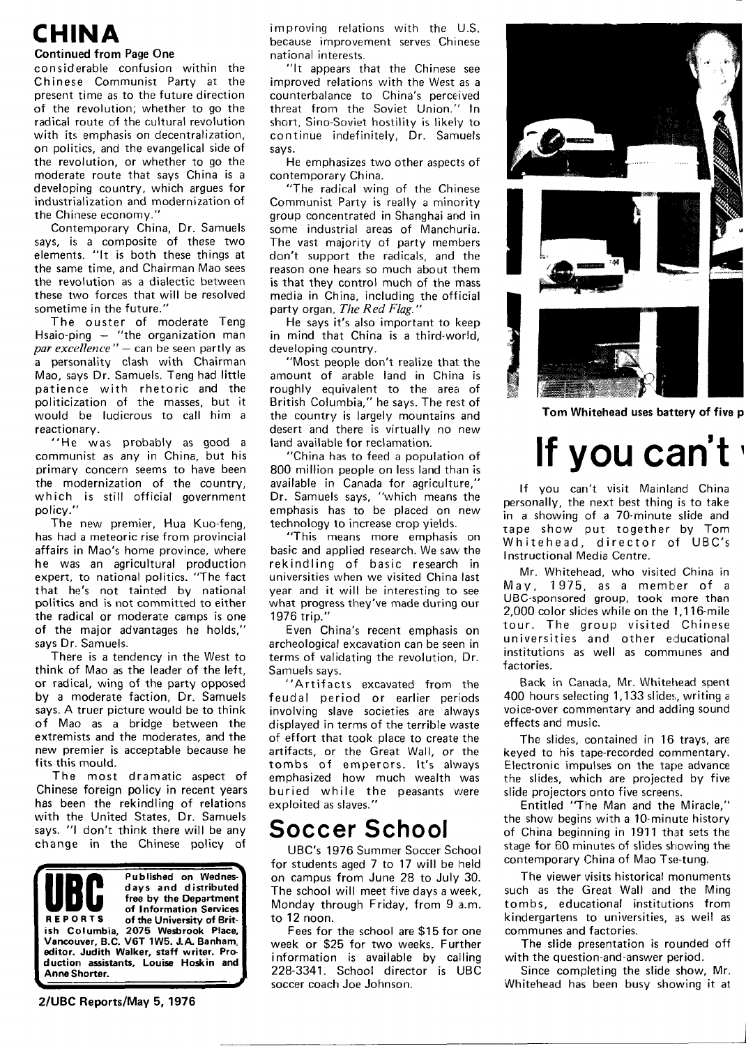# CHINA

**Continued from Page One**

considerable confusion within the Chinese Communist Party at the present time as to the future direction of the revolution; whether to go the radical route of the cultural revolution with its emphasis on decentralization, on politics, and the evangelical side of the revolution, or whether to go the moderate route that says China is a developing country, which argues for industrialization and modernization of the Chinese economy."

Contemporary China, Dr. Samuels says, is a composite of these two elements. "It is both these things at the same time, and Chairman Mao sees the revolution as a dialectic between these two forces that will be resolved sometime in the future."

The ouster of moderate Teng Hsaio-ping – "the organization man *par excellence*" – can be seen partly as a personality clash with Chairman Mao, says Dr. Samuels. Teng had little patience with rhetoric and the politicization of the masses, but it would be ludicrous to call him a reactionary.

"He was probably as good a communist as any in China, but his primary concern seems to have been the modernization of the country, which is still official government policy."

The new premier, Hua Kuo-feng, has had a meteoric rise from provincial affairs in Mao's home province, where he was an agricultural production expert, to national politics. "The fact that he's not tainted by national politics and is not committed to either the radical or moderate camps is one of the major advantages he holds," says Dr. Samuels.

There is a tendency in the West to think of Mao as the leader of the left, or radical, wing of the party opposed by a moderate faction, Dr. Samuels says. A truer picture would be to think of Mao as a bridge between the extremists and the moderates, and the new premier is acceptable because he fits this mould.

The most dramatic aspect of Chinese foreign policy in recent years has been the rekindling of relations with the United States, Dr. Samuels says. "I don't think there will be any change in the Chinese policy of improving relations with the U.S. because improvement serves Chinese national interests.

"It appears that the Chinese see improved relations with the West as a counterbalance to China's perceived threat from the Soviet Union." In short, Sino-Soviet hostility is likely to continue indefinitely, Dr. Samuels says.

He emphasizes two other aspects of contemporary China.

"The radical wing of the Chinese Communist Party is really a minority group concentrated in Shanghai and in some industrial areas of Manchuria. The vast majority of party members don't support the radicals, and the reason one hears so much about them is that they control much of the mass media in China, including the official party organ, *The Red Flag.*"

He says it's also important to keep in mind that China is a third-world, developing country.

"Most people don't realize that the amount of arable land in China is roughly equivalent to the area of British Columbia," he says. The rest of the country is largely mountains and desert and there is virtually no new land available for reclamation.

"China has to feed a population of 800 million people on less land than is available in Canada for agriculture," Dr. Samuels says, "which means the emphasis has to be placed on new technology to increase crop yields.

"This means more emphasis on basic and applied research. We saw the rekindling of basic research in universities when we visited China last year and it will be interesting to see what progress they've made during our 1976 trip."

Even China's recent emphasis on archeological excavation can be seen in terms of validating the revolution, Dr. Samuels says.

"Artifacts excavated from the feudal period or earlier periods involving slave societies are always displayed in terms of the terrible waste of effort that took place to create the artifacts, or the Great Wall, or the tombs of emperors. It's always emphasized how much wealth was buried while the peasants were exploited as slaves."

# Soccer School

UBC's 1976 Summer Soccer School for students aged 7 to 17 will be held on campus from June 28 to July 30. The school will meet five days a week, Monday through Friday, from 9 a.m. to 12 noon.

Fees for the school are $15 for one week or $25 for two weeks. Further information is available by calling 228-3341. School director is UBC soccer coach Joe Johnson.

**UBC REPORTS** Published on Wednesdays and distributed free by the Department of Information Services of the University of British Columbia, 2075 Wesbrook Place, Vancouver, B.C. V6T 1W5. J.A. Banham, editor. Judith Walker, staff writer. Production assistants, Louise Hoskin and Anne Shorter.

**Tom Whitehead uses battery of five p**

# If you can't

If you can't visit Mainland China personally, the next best thing is to take in a showing of a 70-minute slide and tape show put together by Tom Whitehead, director of UBC's Instructional Media Centre.

Mr. Whitehead, who visited China in May, 1975, as a member of a UBC-sponsored group, took more than 2,000 color slides while on the 1,116-mile tour. The group visited Chinese universities and other educational institutions as well as communes and factories.

Back in Canada, Mr. Whitehead spent 400 hours selecting 1,133 slides, writing a voice-over commentary and adding sound effects and music.

The slides, contained in 16 trays, are keyed to his tape-recorded commentary. Electronic impulses on the tape advance the slides, which are projected by five slide projectors onto five screens.

Entitled "The Man and the Miracle," the show begins with a 10-minute history of China beginning in 1911 that sets the stage for 60 minutes of slides showing the contemporary China of Mao Tse-tung.

The viewer visits historical monuments such as the Great Wall and the Ming tombs, educational institutions from kindergartens to universities, as well as communes and factories.

The slide presentation is rounded off with the question-and-answer period.

Since completing the slide show, Mr. Whitehead has been busy showing it at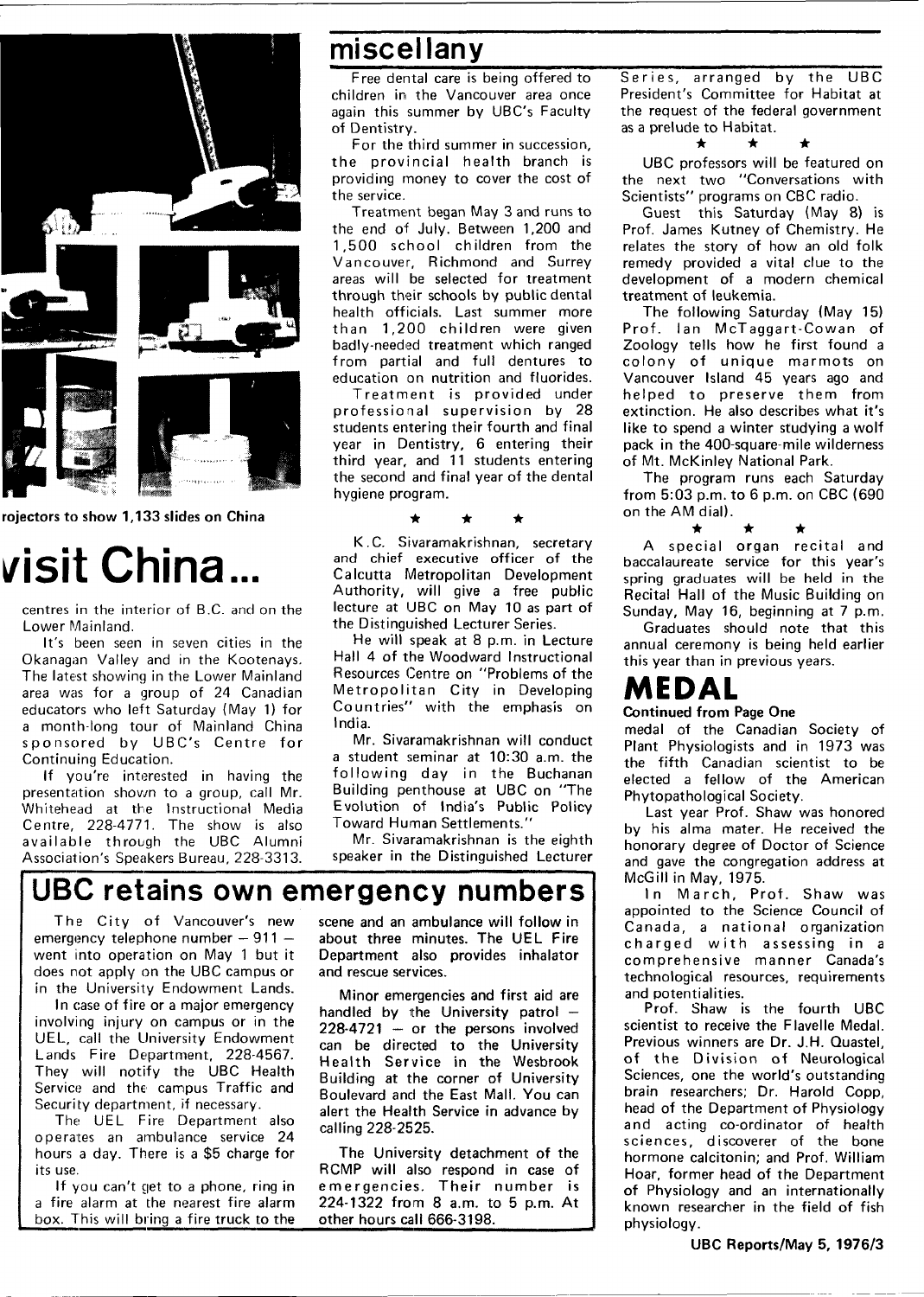rojectors to show 1,133 slides on China

# visit China...

centres in the interior of B.C. and on the Lower Mainland.

It's been seen in seven cities in the Okanagan Valley and in the Kootenays. The latest showing in the Lower Mainland area was for a group of 24 Canadian educators who left Saturday (May 1) for a month-long tour of Mainland China sponsored by UBC's Centre for Continuing Education.

If you're interested in having the presentation shown to a group, call Mr. Whitehead at the Instructional Media Centre, 228-4771. The show is also available through the UBC Alumni Association's Speakers Bureau, 228-3313.

## miscellany

Free dental care is being offered to children in the Vancouver area once again this summer by UBC's Faculty of Dentistry.

For the third summer in succession, the provincial health branch is providing money to cover the cost of the service.

Treatment began May 3 and runs to the end of July. Between 1,200 and 1,500 school children from the Vancouver, Richmond and Surrey areas will be selected for treatment through their schools by public dental health officials. Last summer more than 1,200 children were given badly-needed treatment which ranged from partial and full dentures to education on nutrition and fluorides.

Treatment is provided under professional supervision by 28 students entering their fourth and final year in Dentistry, 6 entering their third year, and 11 students entering the second and final year of the dental hygiene program.

★ ★ ★

K.C. Sivaramakrishnan, secretary and chief executive officer of the Calcutta Metropolitan Development Authority, will give a free public lecture at UBC on May 10 as part of the Distinguished Lecturer Series.

He will speak at 8 p.m. in Lecture Hall 4 of the Woodward Instructional Resources Centre on "Problems of the Metropolitan City in Developing Countries" with the emphasis on India.

Mr. Sivaramakrishnan will conduct a student seminar at 10:30 a.m. the following day in the Buchanan Building penthouse at UBC on "The Evolution of India's Public Policy Toward Human Settlements."

Mr. Sivaramakrishnan is the eighth speaker in the Distinguished Lecturer Series, arranged by the UBC President's Committee for Habitat at the request of the federal government as a prelude to Habitat.

★ ★ ★

UBC professors will be featured on the next two "Conversations with Scientists" programs on CBC radio.

Guest this Saturday (May 8) is Prof. James Kutney of Chemistry. He relates the story of how an old folk remedy provided a vital clue to the development of a modern chemical treatment of leukemia.

The following Saturday (May 15) Prof. Ian McTaggart-Cowan of Zoology tells how he first found a colony of unique marmots on Vancouver Island 45 years ago and helped to preserve them from extinction. He also describes what it's like to spend a winter studying a wolf pack in the 400-square-mile wilderness of Mt. McKinley National Park.

The program runs each Saturday from 5:03 p.m. to 6 p.m. on CBC (690 on the AM dial).

★ ★ ★

A special organ recital and baccalaureate service for this year's spring graduates will be held in the Recital Hall of the Music Building on Sunday, May 16, beginning at 7 p.m.

Graduates should note that this annual ceremony is being held earlier this year than in previous years.

# UBC retains own emergency numbers

The City of Vancouver's new emergency telephone number – 911 – went into operation on May 1 but it does not apply on the UBC campus or in the University Endowment Lands.

In case of fire or a major emergency involving injury on campus or in the UEL, call the University Endowment Lands Fire Department, 228-4567. They will notify the UBC Health Service and the campus Traffic and Security department, if necessary.

The UEL Fire Department also operates an ambulance service 24 hours a day. There is a $5 charge for its use.

If you can't get to a phone, ring in a fire alarm at the nearest fire alarm box. This will bring a fire truck to the scene and an ambulance will follow in about three minutes. The UEL Fire Department also provides inhalator and rescue services.

Minor emergencies and first aid are handled by the University patrol – 228-4721 – or the persons involved can be directed to the University Health Service in the Wesbrook Building at the corner of University Boulevard and the East Mall. You can alert the Health Service in advance by calling 228-2525.

The University detachment of the RCMP will also respond in case of emergencies. Their number is 224-1322 from 8 a.m. to 5 p.m. At other hours call 666-3198.

# MEDAL

**Continued from Page One**

medal of the Canadian Society of Plant Physiologists and in 1973 was the fifth Canadian scientist to be elected a fellow of the American Phytopathological Society.

Last year Prof. Shaw was honored by his alma mater. He received the honorary degree of Doctor of Science and gave the congregation address at McGill in May, 1975.

In March, Prof. Shaw was appointed to the Science Council of Canada, a national organization charged with assessing in a comprehensive manner Canada's technological resources, requirements and potentialities.

Prof. Shaw is the fourth UBC scientist to receive the Flavelle Medal. Previous winners are Dr. J.H. Quastel, of the Division of Neurological Sciences, one the world's outstanding brain researchers; Dr. Harold Copp, head of the Department of Physiology and acting co-ordinator of health sciences, discoverer of the bone hormone calcitonin; and Prof. William Hoar, former head of the Department of Physiology and an internationally known researcher in the field of fish physiology.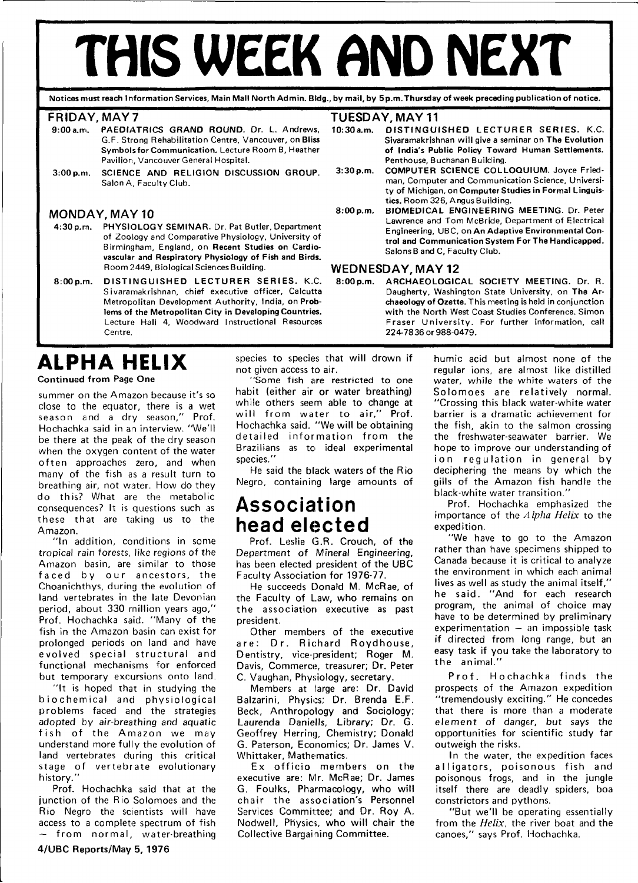# THIS WEEK AND NEXT

**Notices must reach Information Services, Main Mall North Admin. Bldg., by mail, by 5 p.m. Thursday of week preceding publication of notice.**

## FRIDAY, MAY 7

**9:00 a.m.** PAEDIATRICS GRAND ROUND. Dr. L. Andrews, G.F. Strong Rehabilitation Centre, Vancouver, on **Bliss Symbols for Communication.** Lecture Room B, Heather Pavilion, Vancouver General Hospital.

**3:00 p.m.** SCIENCE AND RELIGION DISCUSSION GROUP. Salon A, Faculty Club.

## MONDAY, MAY 10

**4:30 p.m.** PHYSIOLOGY SEMINAR. Dr. Pat Butler, Department of Zoology and Comparative Physiology, University of Birmingham, England, on **Recent Studies on Cardiovascular and Respiratory Physiology of Fish and Birds.** Room 2449, Biological Sciences Building.

**8:00 p.m.** DISTINGUISHED LECTURER SERIES. K.C. Sivaramakrishnan, chief executive officer, Calcutta Metropolitan Development Authority, India, on **Problems of the Metropolitan City in Developing Countries.** Lecture Hall 4, Woodward Instructional Resources Centre.

## TUESDAY, MAY 11

**10:30 a.m.** DISTINGUISHED LECTURER SERIES. K.C. Sivaramakrishnan will give a seminar on **The Evolution of India's Public Policy Toward Human Settlements.** Penthouse, Buchanan Building.

**3:30 p.m.** COMPUTER SCIENCE COLLOQUIUM. Joyce Friedman, Computer and Communication Science, University of Michigan, on **Computer Studies in Formal Linguistics.** Room 326, Angus Building.

**8:00 p.m.** BIOMEDICAL ENGINEERING MEETING. Dr. Peter Lawrence and Tom McBride, Department of Electrical Engineering, UBC, on **An Adaptive Environmental Control and Communication System For The Handicapped.** Salons B and C, Faculty Club.

## WEDNESDAY, MAY 12

**8:00 p.m.** ARCHAEOLOGICAL SOCIETY MEETING. Dr. R. Daugherty, Washington State University, on **The Archaeology of Ozette.** This meeting is held in conjunction with the North West Coast Studies Conference. Simon Fraser University. For further information, call 224-7836 or 988-0479.

# ALPHA HELIX

**Continued from Page One**

summer on the Amazon because it's so close to the equator, there is a wet season and a dry season," Prof. Hochachka said in an interview. "We'll be there at the peak of the dry season when the oxygen content of the water often approaches zero, and when many of the fish as a result turn to breathing air, not water. How do they do this? What are the metabolic consequences? It is questions such as these that are taking us to the Amazon.

"In addition, conditions in some tropical rain forests, like regions of the Amazon basin, are similar to those faced by our ancestors, the Choanichthys, during the evolution of land vertebrates in the late Devonian period, about 330 million years ago," Prof. Hochachka said. "Many of the fish in the Amazon basin can exist for prolonged periods on land and have evolved special structural and functional mechanisms for enforced but temporary excursions onto land.

"It is hoped that in studying the biochemical and physiological problems faced and the strategies adopted by air-breathing and aquatic fish of the Amazon we may understand more fully the evolution of land vertebrates during this critical stage of vertebrate evolutionary history."

Prof. Hochachka said that at the junction of the Rio Solomoes and the Rio Negro the scientists will have access to a complete spectrum of fish — from normal, water-breathing species to species that will drown if not given access to air.

"Some fish are restricted to one habit (either air or water breathing) while others seem able to change at will from water to air," Prof. Hochachka said. "We will be obtaining detailed information from the Brazilians as to ideal experimental species."

He said the black waters of the Rio Negro, containing large amounts of humic acid but almost none of the regular ions, are almost like distilled water, while the white waters of the Solomoes are relatively normal. "Crossing this black water-white water barrier is a dramatic achievement for the fish, akin to the salmon crossing the freshwater-seawater barrier. We hope to improve our understanding of ion regulation in general by deciphering the means by which the gills of the Amazon fish handle the black-white water transition."

Prof. Hochachka emphasized the importance of the *Alpha Helix* to the expedition.

"We have to go to the Amazon rather than have specimens shipped to Canada because it is critical to analyze the environment in which each animal lives as well as study the animal itself," he said. "And for each research program, the animal of choice may have to be determined by preliminary experimentation — an impossible task if directed from long range, but an easy task if you take the laboratory to the animal."

Prof. Hochachka finds the prospects of the Amazon expedition "tremendously exciting." He concedes that there is more than a moderate element of danger, but says the opportunities for scientific study far outweigh the risks.

In the water, the expedition faces alligators, poisonous fish and poisonous frogs, and in the jungle itself there are deadly spiders, boa constrictors and pythons.

"But we'll be operating essentially from the *Helix*, the river boat and the canoes," says Prof. Hochachka.

# Association head elected

Prof. Leslie G.R. Crouch, of the Department of Mineral Engineering, has been elected president of the UBC Faculty Association for 1976-77.

He succeeds Donald M. McRae, of the Faculty of Law, who remains on the association executive as past president.

Other members of the executive are: Dr. Richard Roydhouse, Dentistry, vice-president; Roger M. Davis, Commerce, treasurer; Dr. Peter C. Vaughan, Physiology, secretary.

Members at large are: Dr. David Balzarini, Physics; Dr. Brenda E.F. Beck, Anthropology and Sociology; Laurenda Daniells, Library; Dr. G. Geoffrey Herring, Chemistry; Donald G. Paterson, Economics; Dr. James V. Whittaker, Mathematics.

Ex officio members on the executive are: Mr. McRae; Dr. James G. Foulks, Pharmacology, who will chair the association's Personnel Services Committee; and Dr. Roy A. Nodwell, Physics, who will chair the Collective Bargaining Committee.